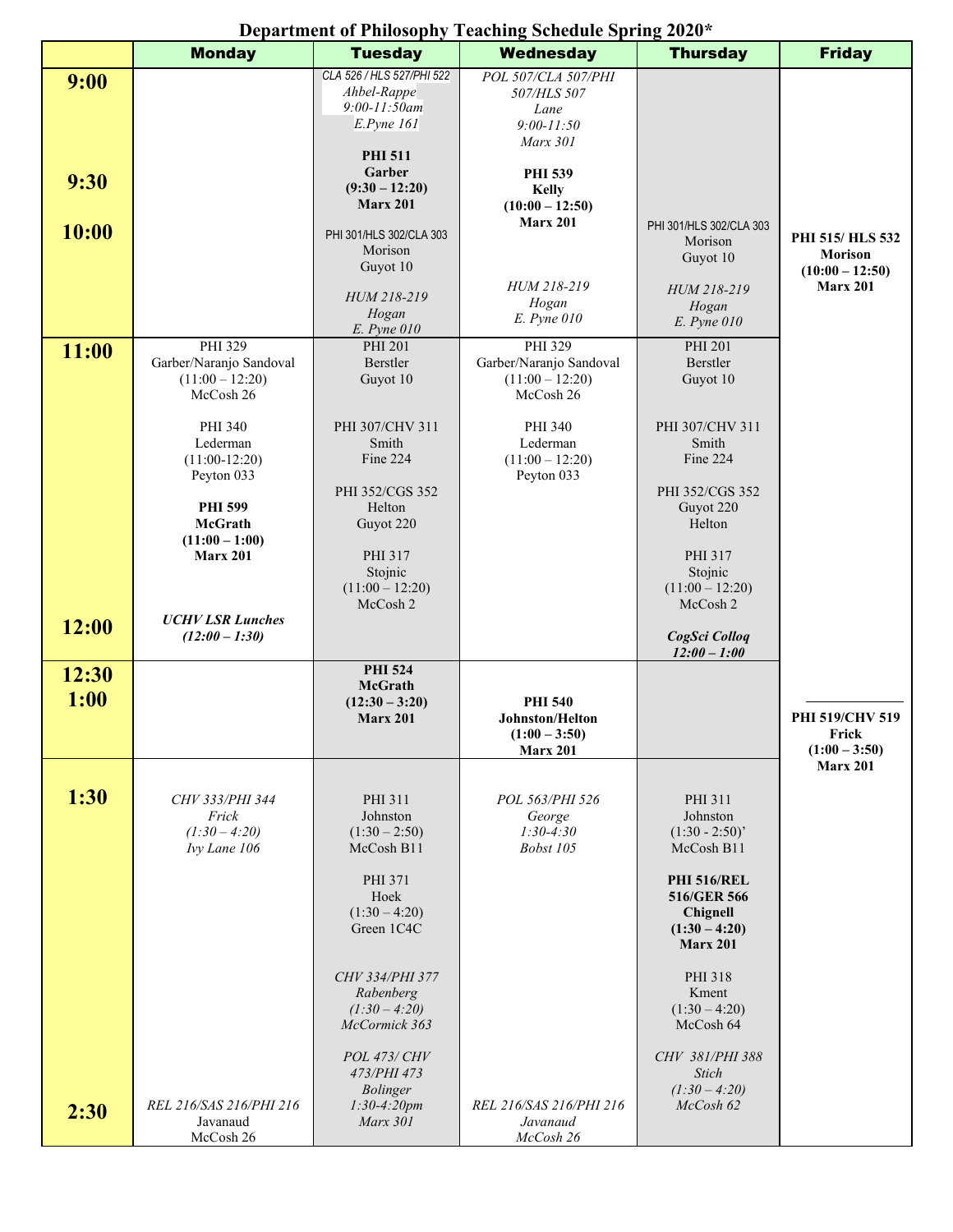# Department of Philosophy Teaching Schedule Spring 2020*

| | Monday | Tuesday | Wednesday | Thursday | Friday |
|---|---|---|---|---|---|
| **9:00** <br> **9:30** <br> **10:00** | | *CLA 526 / HLS 527/PHI 522* <br> *Ahbel-Rappe* <br> *9:00-11:50am* <br> *E.Pyne 161* <br><br> **PHI 511** <br> **Garber** <br> **(9:30 – 12:20)** <br> **Marx 201** <br><br> PHI 301/HLS 302/CLA 303 <br> Morison <br> Guyot 10 <br><br> *HUM 218-219* <br> *Hogan* <br> *E. Pyne 010* | *POL 507/CLA 507/PHI 507/HLS 507* <br> *Lane* <br> *9:00-11:50* <br> *Marx 301* <br><br> **PHI 539** <br> **Kelly** <br> **(10:00 – 12:50)** <br> **Marx 201** <br><br> *HUM 218-219* <br> *Hogan* <br> *E. Pyne 010* | PHI 301/HLS 302/CLA 303 <br> Morison <br> Guyot 10 <br><br> *HUM 218-219* <br> *Hogan* <br> *E. Pyne 010* | **PHI 515/ HLS 532** <br> **Morison** <br> **(10:00 – 12:50)** <br> **Marx 201** |
| **11:00** <br> **12:00** | PHI 329 <br> Garber/Naranjo Sandoval <br> (11:00 – 12:20) <br> McCosh 26 <br><br> PHI 340 <br> Lederman <br> (11:00-12:20) <br> Peyton 033 <br><br> **PHI 599** <br> **McGrath** <br> **(11:00 – 1:00)** <br> **Marx 201** <br><br> ***UCHV LSR Lunches*** <br> ***(12:00 – 1:30)*** | PHI 201 <br> Berstler <br> Guyot 10 <br><br> PHI 307/CHV 311 <br> Smith <br> Fine 224 <br><br> PHI 352/CGS 352 <br> Helton <br> Guyot 220 <br><br> PHI 317 <br> Stojnic <br> (11:00 – 12:20) <br> McCosh 2 | PHI 329 <br> Garber/Naranjo Sandoval <br> (11:00 – 12:20) <br> McCosh 26 <br><br> PHI 340 <br> Lederman <br> (11:00 – 12:20) <br> Peyton 033 | PHI 201 <br> Berstler <br> Guyot 10 <br><br> PHI 307/CHV 311 <br> Smith <br> Fine 224 <br><br> PHI 352/CGS 352 <br> Guyot 220 <br> Helton <br><br> PHI 317 <br> Stojnic <br> (11:00 – 12:20) <br> McCosh 2 <br><br> ***CogSci Colloq*** <br> ***12:00 – 1:00*** | |
| **12:30** <br> **1:00** | | **PHI 524** <br> **McGrath** <br> **(12:30 – 3:20)** <br> **Marx 201** | **PHI 540** <br> **Johnston/Helton** <br> **(1:00 – 3:50)** <br> **Marx 201** | | **PHI 519/CHV 519** <br> **Frick** <br> **(1:00 – 3:50)** <br> **Marx 201** |
| **1:30** <br> **2:30** | *CHV 333/PHI 344* <br> *Frick* <br> *(1:30 – 4:20)* <br> *Ivy Lane 106* <br><br> *REL 216/SAS 216/PHI 216* <br> Javanaud <br> McCosh 26 | PHI 311 <br> Johnston <br> (1:30 – 2:50) <br> McCosh B11 <br><br> PHI 371 <br> Hoek <br> (1:30 – 4:20) <br> Green 1C4C <br><br> *CHV 334/PHI 377* <br> *Rabenberg* <br> *(1:30 – 4:20)* <br> *McCormick 363* <br><br> *POL 473/ CHV 473/PHI 473* <br> *Bolinger* <br> *1:30-4:20pm* <br> *Marx 301* | *POL 563/PHI 526* <br> *George* <br> *1:30-4:30* <br> *Bobst 105* <br><br> *REL 216/SAS 216/PHI 216* <br> *Javanaud* <br> *McCosh 26* | PHI 311 <br> Johnston <br> (1:30 - 2:50)' <br> McCosh B11 <br><br> **PHI 516/REL 516/GER 566** <br> **Chignell** <br> **(1:30 – 4:20)** <br> **Marx 201** <br><br> PHI 318 <br> Kment <br> (1:30 – 4:20) <br> McCosh 64 <br><br> *CHV 381/PHI 388* <br> *Stich* <br> *(1:30 – 4:20)* <br> *McCosh 62* | |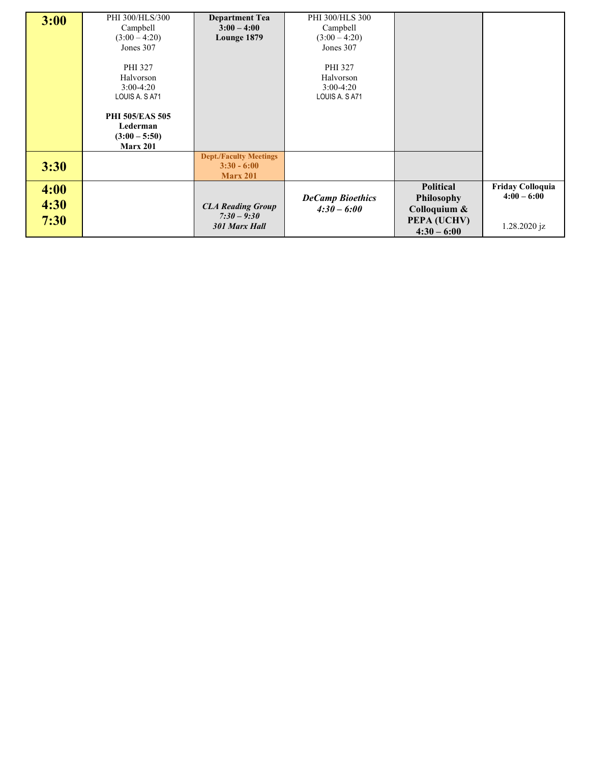| | | | | | |
|---|---|---|---|---|---|
| **3:00** | PHI 300/HLS/300<br>Campbell<br>(3:00 – 4:20)<br>Jones 307<br><br>PHI 327<br>Halvorson<br>3:00-4:20<br>LOUIS A. S A71<br><br>**PHI 505/EAS 505**<br>**Lederman**<br>**(3:00 – 5:50)**<br>**Marx 201** | **Department Tea**<br>**3:00 – 4:00**<br>**Lounge 1879** | PHI 300/HLS 300<br>Campbell<br>(3:00 – 4:20)<br>Jones 307<br><br>PHI 327<br>Halvorson<br>3:00-4:20<br>LOUIS A. S A71 | | |
| **3:30** | | **Dept./Faculty Meetings**<br>**3:30 - 6:00**<br>**Marx 201** | | | |
| **4:00**<br>**4:30**<br>**7:30** | | ***CLA Reading Group***<br>***7:30 – 9:30***<br>***301 Marx Hall*** | ***DeCamp Bioethics***<br>***4:30 – 6:00*** | **Political Philosophy Colloquium &**<br>**PEPA (UCHV)**<br>**4:30 – 6:00** | **Friday Colloquia**<br>**4:00 – 6:00**<br><br>1.28.2020 jz |